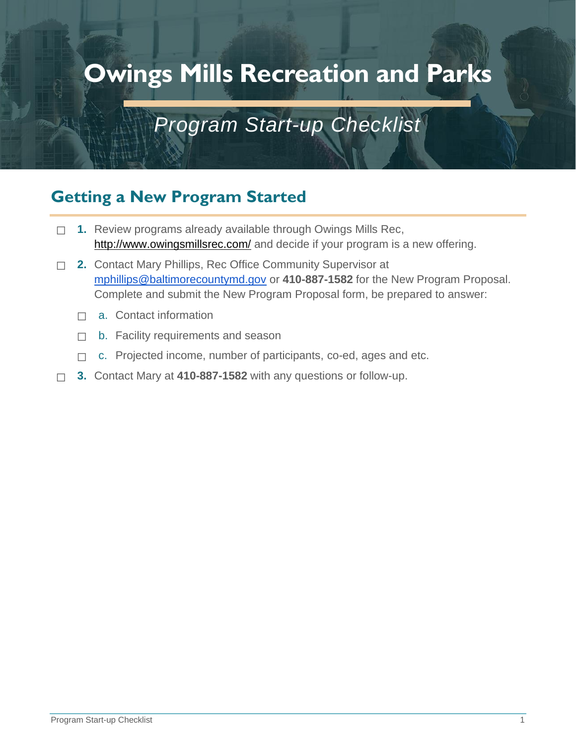# Owings Mills Recreation and Parks

*Program Start-up Checklist*

## Getting a New Program Started

- ☐ **1.** Review programs already available through Owings Mills Rec, http://www.owingsmillsrec.com/ and decide if your program is a new offering.
- ☐ **2.** Contact Mary Phillips, Rec Office Community Supervisor at mphillips@baltimorecountymd.gov or **410-887-1582** for the New Program Proposal. Complete and submit the New Program Proposal form, be prepared to answer:
  - ☐ a. Contact information
  - ☐ b. Facility requirements and season
  - ☐ c. Projected income, number of participants, co-ed, ages and etc.
- ☐ **3.** Contact Mary at **410-887-1582** with any questions or follow-up.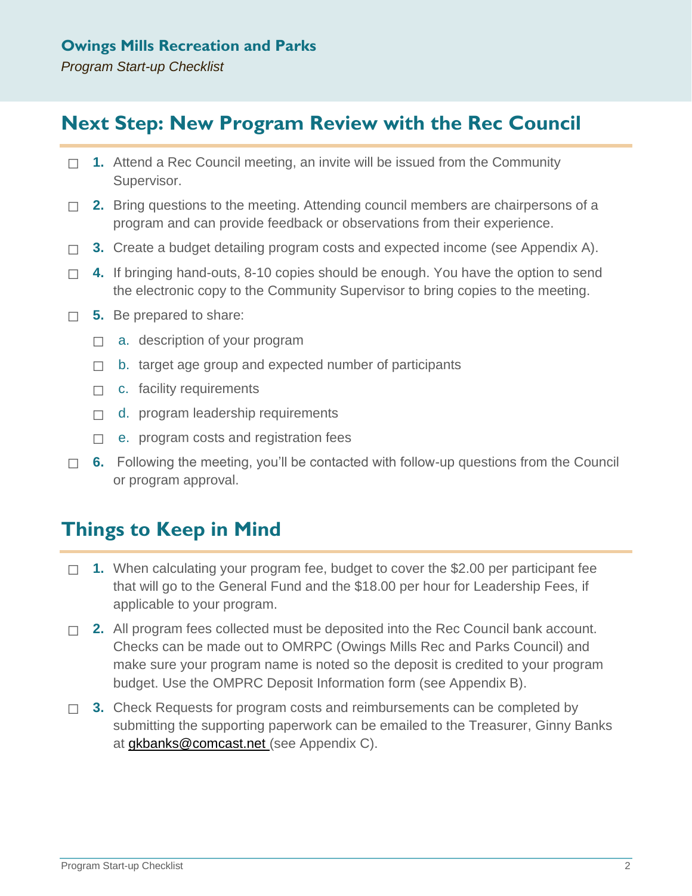Owings Mills Recreation and Parks
*Program Start-up Checklist*

## Next Step: New Program Review with the Rec Council

- ☐ **1.** Attend a Rec Council meeting, an invite will be issued from the Community Supervisor.
- ☐ **2.** Bring questions to the meeting. Attending council members are chairpersons of a program and can provide feedback or observations from their experience.
- ☐ **3.** Create a budget detailing program costs and expected income (see Appendix A).
- ☐ **4.** If bringing hand-outs, 8-10 copies should be enough. You have the option to send the electronic copy to the Community Supervisor to bring copies to the meeting.
- ☐ **5.** Be prepared to share:
  - ☐ a. description of your program
  - ☐ b. target age group and expected number of participants
  - ☐ c. facility requirements
  - ☐ d. program leadership requirements
  - ☐ e. program costs and registration fees
- ☐ **6.** Following the meeting, you'll be contacted with follow-up questions from the Council or program approval.

## Things to Keep in Mind

- ☐ **1.** When calculating your program fee, budget to cover the $2.00 per participant fee that will go to the General Fund and the $18.00 per hour for Leadership Fees, if applicable to your program.
- ☐ **2.** All program fees collected must be deposited into the Rec Council bank account. Checks can be made out to OMRPC (Owings Mills Rec and Parks Council) and make sure your program name is noted so the deposit is credited to your program budget. Use the OMPRC Deposit Information form (see Appendix B).
- ☐ **3.** Check Requests for program costs and reimbursements can be completed by submitting the supporting paperwork can be emailed to the Treasurer, Ginny Banks at gkbanks@comcast.net (see Appendix C).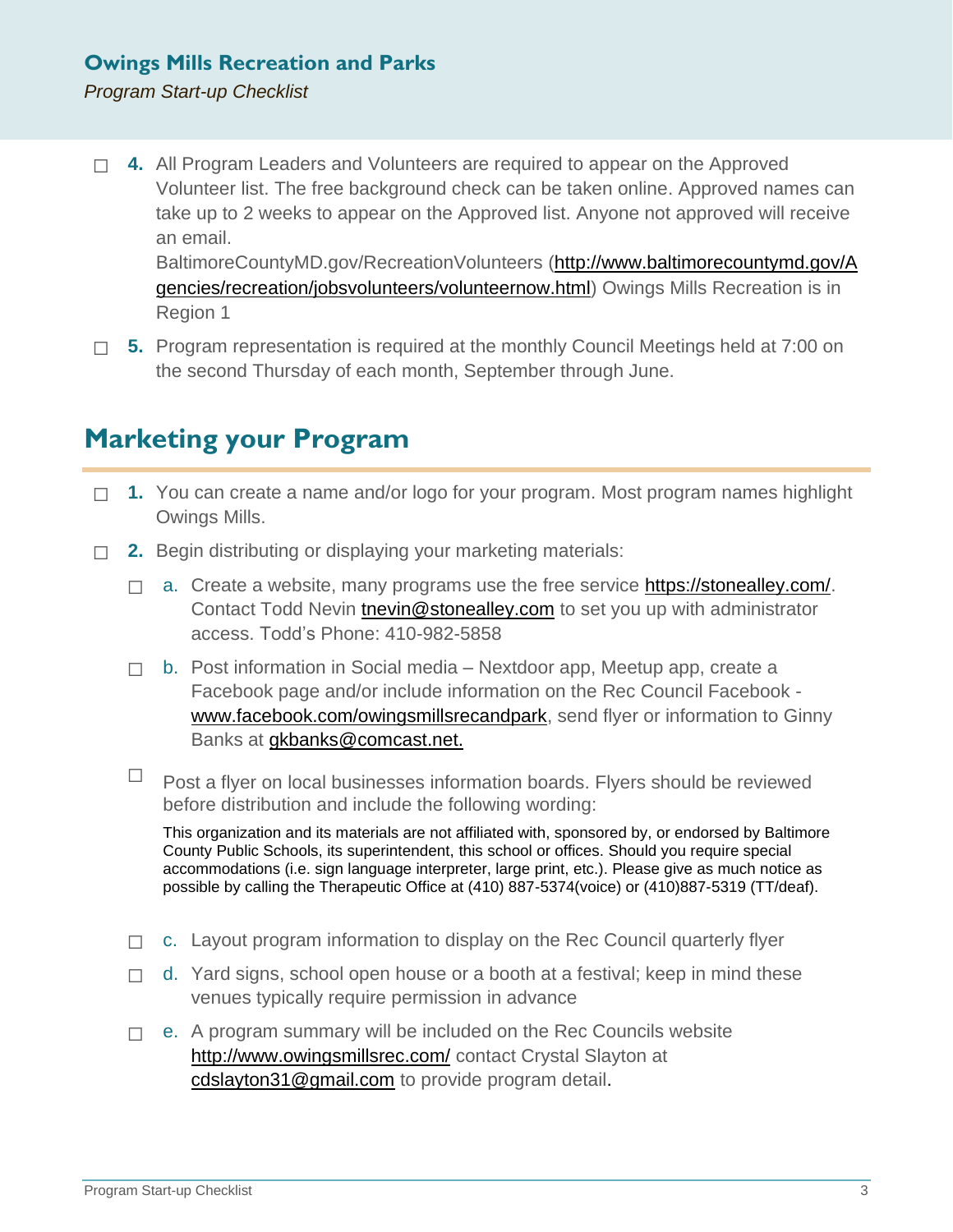- ☐ **4.** All Program Leaders and Volunteers are required to appear on the Approved Volunteer list. The free background check can be taken online. Approved names can take up to 2 weeks to appear on the Approved list. Anyone not approved will receive an email. BaltimoreCountyMD.gov/RecreationVolunteers (http://www.baltimorecountymd.gov/Agencies/recreation/jobsvolunteers/volunteernow.html) Owings Mills Recreation is in Region 1
- ☐ **5.** Program representation is required at the monthly Council Meetings held at 7:00 on the second Thursday of each month, September through June.

## Marketing your Program

- ☐ **1.** You can create a name and/or logo for your program. Most program names highlight Owings Mills.
- ☐ **2.** Begin distributing or displaying your marketing materials:
  - ☐ a. Create a website, many programs use the free service https://stonealley.com/. Contact Todd Nevin tnevin@stonealley.com to set you up with administrator access. Todd's Phone: 410-982-5858
  - ☐ b. Post information in Social media – Nextdoor app, Meetup app, create a Facebook page and/or include information on the Rec Council Facebook - www.facebook.com/owingsmillsrecandpark, send flyer or information to Ginny Banks at gkbanks@comcast.net.
  - ☐ Post a flyer on local businesses information boards. Flyers should be reviewed before distribution and include the following wording:

    This organization and its materials are not affiliated with, sponsored by, or endorsed by Baltimore County Public Schools, its superintendent, this school or offices. Should you require special accommodations (i.e. sign language interpreter, large print, etc.). Please give as much notice as possible by calling the Therapeutic Office at (410) 887-5374(voice) or (410)887-5319 (TT/deaf).
  - ☐ c. Layout program information to display on the Rec Council quarterly flyer
  - ☐ d. Yard signs, school open house or a booth at a festival; keep in mind these venues typically require permission in advance
  - ☐ e. A program summary will be included on the Rec Councils website http://www.owingsmillsrec.com/ contact Crystal Slayton at cdslayton31@gmail.com to provide program detail.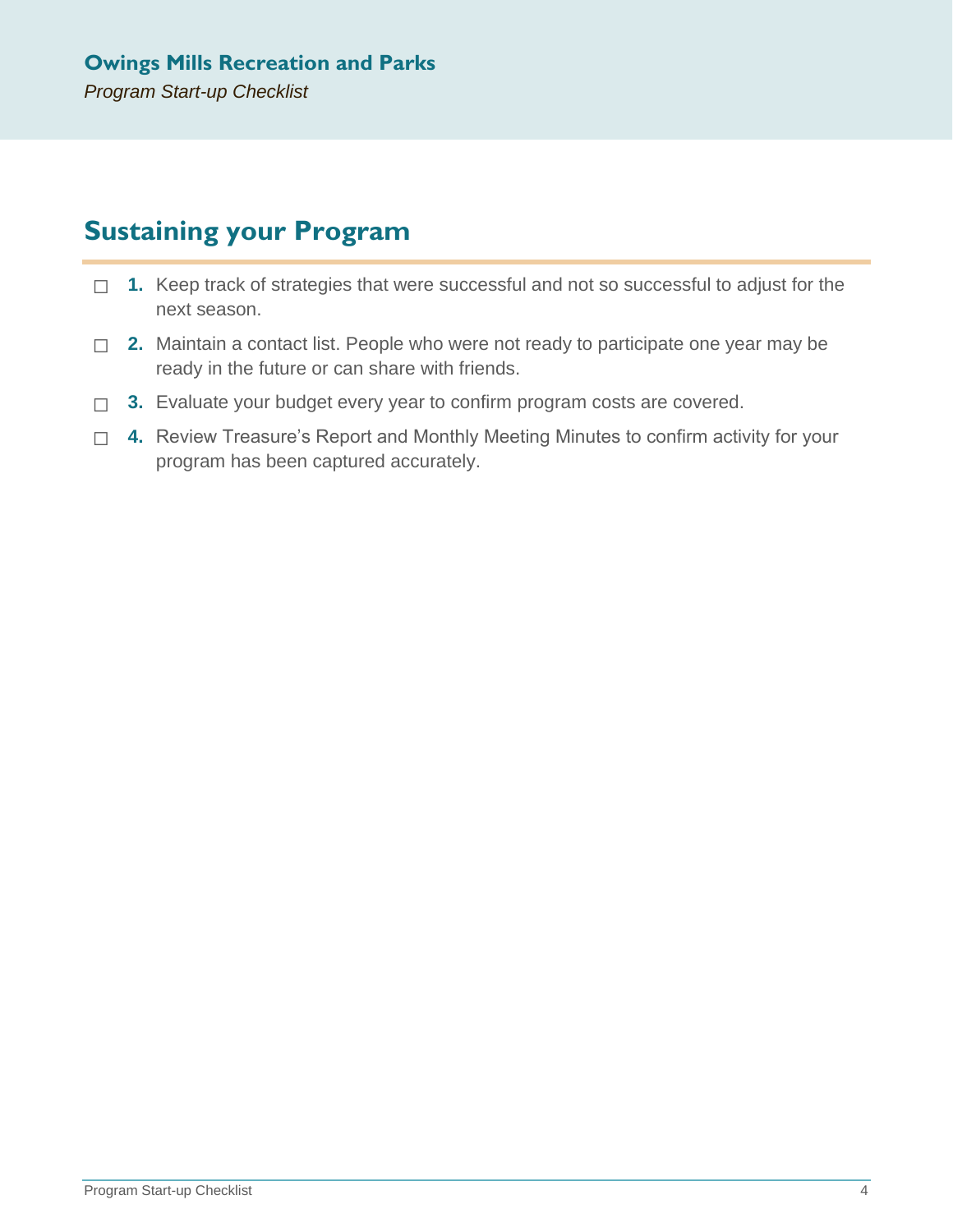## Sustaining your Program

☐ **1.** Keep track of strategies that were successful and not so successful to adjust for the next season.

☐ **2.** Maintain a contact list. People who were not ready to participate one year may be ready in the future or can share with friends.

☐ **3.** Evaluate your budget every year to confirm program costs are covered.

☐ **4.** Review Treasure's Report and Monthly Meeting Minutes to confirm activity for your program has been captured accurately.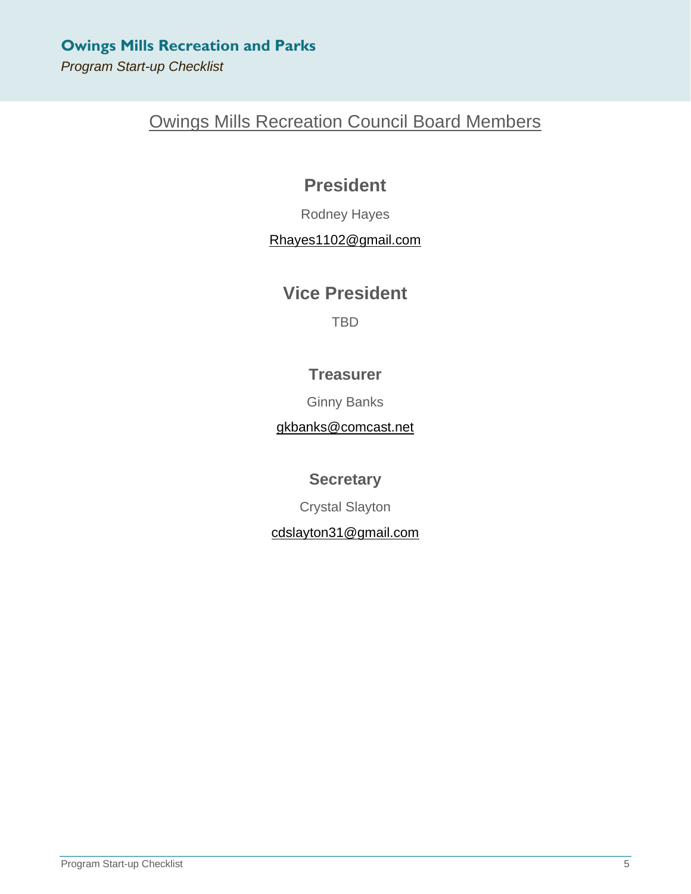## Owings Mills Recreation Council Board Members

### President

Rodney Hayes

Rhayes1102@gmail.com

### Vice President

TBD

### Treasurer

Ginny Banks

gkbanks@comcast.net

### Secretary

Crystal Slayton

cdslayton31@gmail.com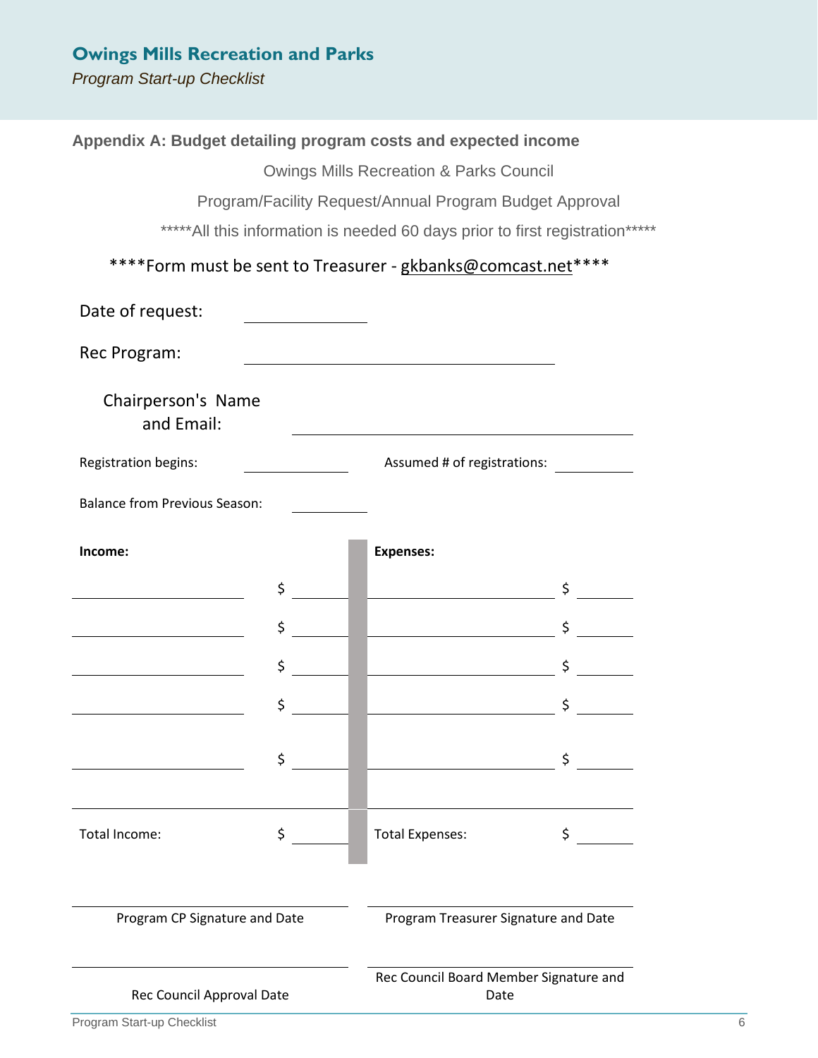## Appendix A: Budget detailing program costs and expected income

Owings Mills Recreation & Parks Council

Program/Facility Request/Annual Program Budget Approval

*****All this information is needed 60 days prior to first registration*****

****Form must be sent to Treasurer - gkbanks@comcast.net****

Date of request: ____________

Rec Program: ______________________________

Chairperson's Name and Email: ______________________________

Registration begins: ____________ Assumed # of registrations: ____________

Balance from Previous Season: ____________

| **Income:** | | **Expenses:** | |
|---|---|---|---|
| | $ | | $ |
| | $ | | $ |
| | $ | | $ |
| | $ | | $ |
| | $ | | $ |
| Total Income: | $ | Total Expenses: | $ |

______________________________
Program CP Signature and Date

______________________________
Program Treasurer Signature and Date

______________________________
Rec Council Approval Date

______________________________
Rec Council Board Member Signature and Date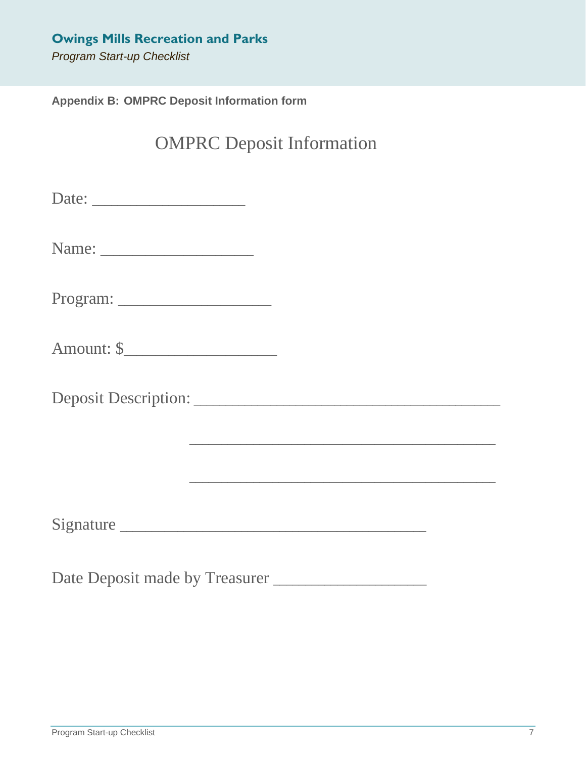**Appendix B: OMPRC Deposit Information form**

# OMPRC Deposit Information

Date: ___________________

Name: ___________________

Program: ___________________

Amount: $___________________

Deposit Description: ______________________________________

______________________________________

______________________________________

Signature ______________________________________

Date Deposit made by Treasurer ___________________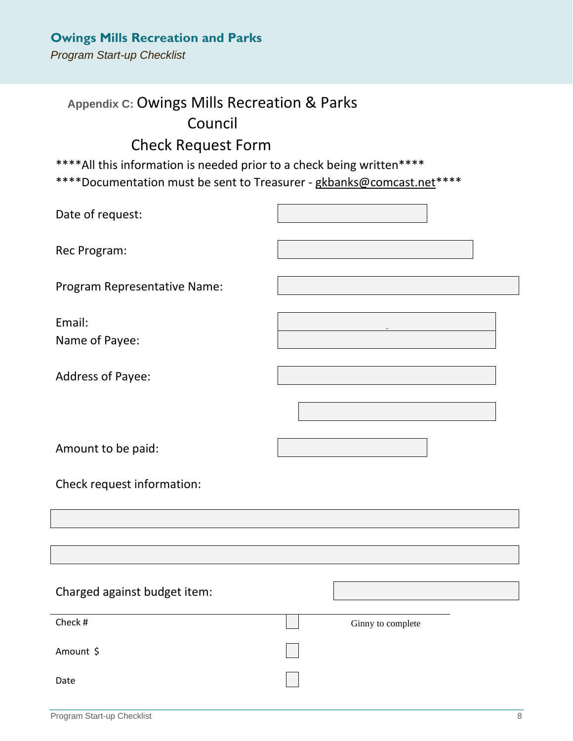## Appendix C: Owings Mills Recreation & Parks Council

## Check Request Form

\*\*\*\*All this information is needed prior to a check being written\*\*\*\*

\*\*\*\*Documentation must be sent to Treasurer - gkbanks@comcast.net\*\*\*\*

Date of request:

Rec Program:

Program Representative Name:

Email:

Name of Payee:

Address of Payee:

Amount to be paid:

Check request information:

Charged against budget item:

Check #

Amount $

Date

Ginny to complete